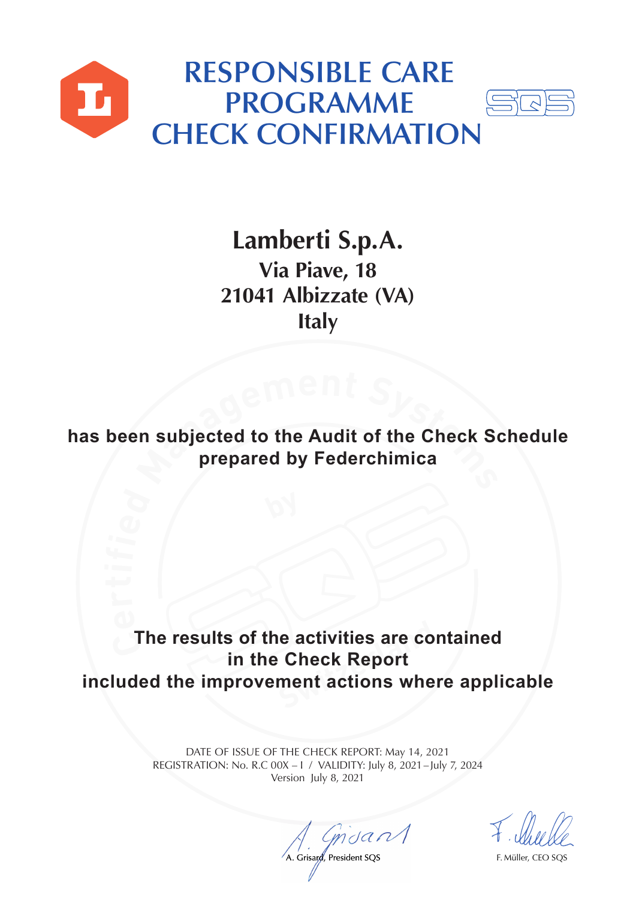# RESPONSIBLE CARE PROGRAMME CHECK CONFIRMATION

## Lamberti S.p.A.

**Via Piave, 18**
**21041 Albizzate (VA)**
**Italy**

**has been subjected to the Audit of the Check Schedule prepared by Federchimica**

**The results of the activities are contained in the Check Report included the improvement actions where applicable**

DATE OF ISSUE OF THE CHECK REPORT: May 14, 2021
REGISTRATION: No. R.C 00X – I / VALIDITY: July 8, 2021 – July 7, 2024
Version July 8, 2021

A. Grisard, President SQS

F. Müller, CEO SQS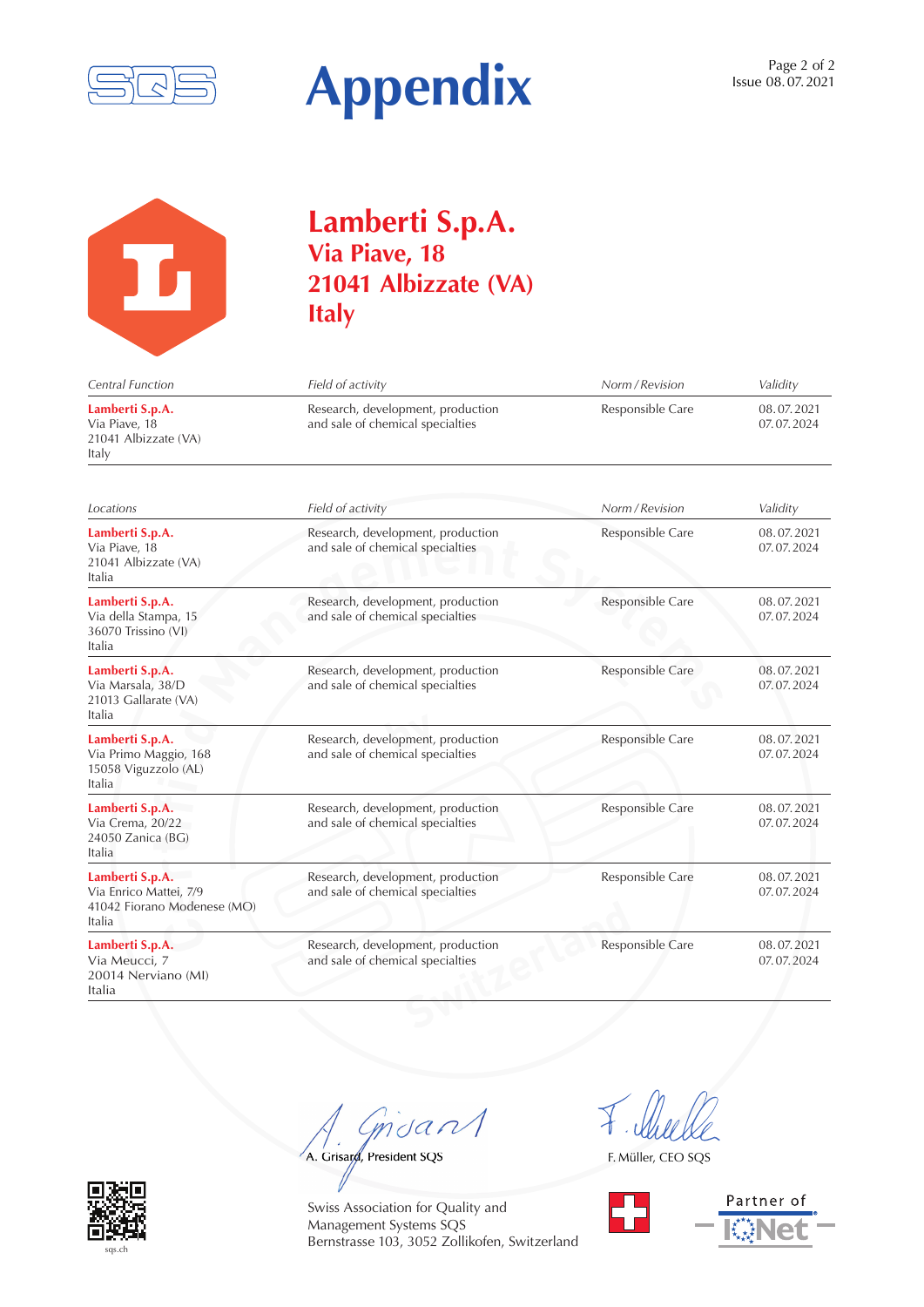# Appendix

## Lamberti S.p.A.
### Via Piave, 18
### 21041 Albizzate (VA)
### Italy

| *Central Function* | *Field of activity* | *Norm / Revision* | *Validity* |
|---|---|---|---|
| **Lamberti S.p.A.** Via Piave, 18 21041 Albizzate (VA) Italy | Research, development, production and sale of chemical specialties | Responsible Care | 08. 07. 2021 07. 07. 2024 |

| *Locations* | *Field of activity* | *Norm / Revision* | *Validity* |
|---|---|---|---|
| **Lamberti S.p.A.** Via Piave, 18 21041 Albizzate (VA) Italia | Research, development, production and sale of chemical specialties | Responsible Care | 08. 07. 2021 07. 07. 2024 |
| **Lamberti S.p.A.** Via della Stampa, 15 36070 Trissino (VI) Italia | Research, development, production and sale of chemical specialties | Responsible Care | 08. 07. 2021 07. 07. 2024 |
| **Lamberti S.p.A.** Via Marsala, 38/D 21013 Gallarate (VA) Italia | Research, development, production and sale of chemical specialties | Responsible Care | 08. 07. 2021 07. 07. 2024 |
| **Lamberti S.p.A.** Via Primo Maggio, 168 15058 Viguzzolo (AL) Italia | Research, development, production and sale of chemical specialties | Responsible Care | 08. 07. 2021 07. 07. 2024 |
| **Lamberti S.p.A.** Via Crema, 20/22 24050 Zanica (BG) Italia | Research, development, production and sale of chemical specialties | Responsible Care | 08. 07. 2021 07. 07. 2024 |
| **Lamberti S.p.A.** Via Enrico Mattei, 7/9 41042 Fiorano Modenese (MO) Italia | Research, development, production and sale of chemical specialties | Responsible Care | 08. 07. 2021 07. 07. 2024 |
| **Lamberti S.p.A.** Via Meucci, 7 20014 Nerviano (MI) Italia | Research, development, production and sale of chemical specialties | Responsible Care | 08. 07. 2021 07. 07. 2024 |

A. Grisard, President SQS

F. Müller, CEO SQS

Swiss Association for Quality and Management Systems SQS
Bernstrasse 103, 3052 Zollikofen, Switzerland

sqs.ch

Partner of IQNet